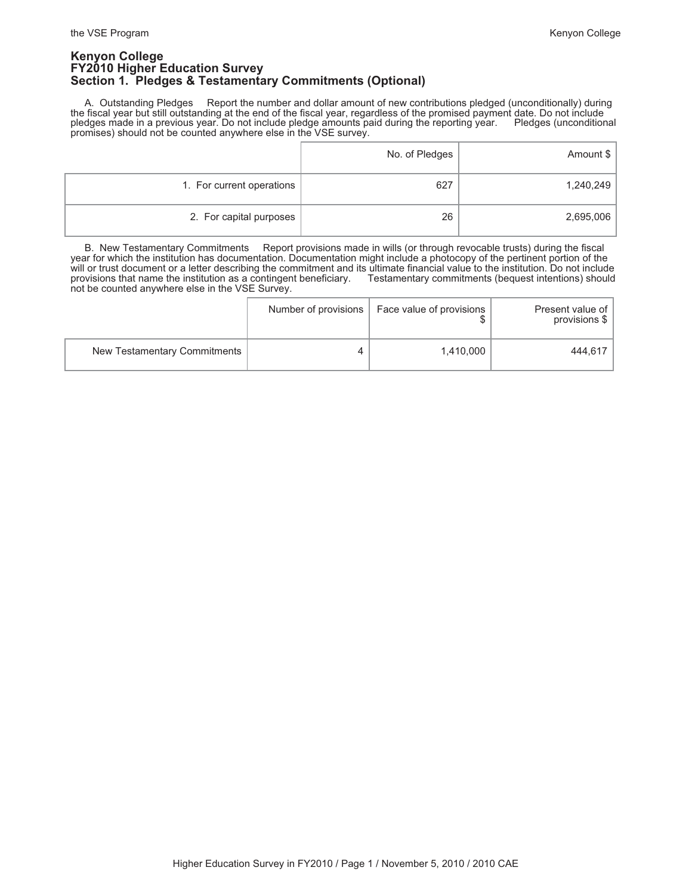# Kenyon College
## FY2010 Higher Education Survey
## Section 1. Pledges & Testamentary Commitments (Optional)

A. Outstanding Pledges  Report the number and dollar amount of new contributions pledged (unconditionally) during the fiscal year but still outstanding at the end of the fiscal year, regardless of the promised payment date. Do not include pledges made in a previous year. Do not include pledge amounts paid during the reporting year.  Pledges (unconditional promises) should not be counted anywhere else in the VSE survey.

| | No. of Pledges | Amount $ |
|---|---|---|
| 1. For current operations | 627 | 1,240,249 |
| 2. For capital purposes | 26 | 2,695,006 |

B. New Testamentary Commitments  Report provisions made in wills (or through revocable trusts) during the fiscal year for which the institution has documentation. Documentation might include a photocopy of the pertinent portion of the will or trust document or a letter describing the commitment and its ultimate financial value to the institution. Do not include provisions that name the institution as a contingent beneficiary.  Testamentary commitments (bequest intentions) should not be counted anywhere else in the VSE Survey.

| | Number of provisions | Face value of provisions $ | Present value of provisions $ |
|---|---|---|---|
| New Testamentary Commitments | 4 | 1,410,000 | 444,617 |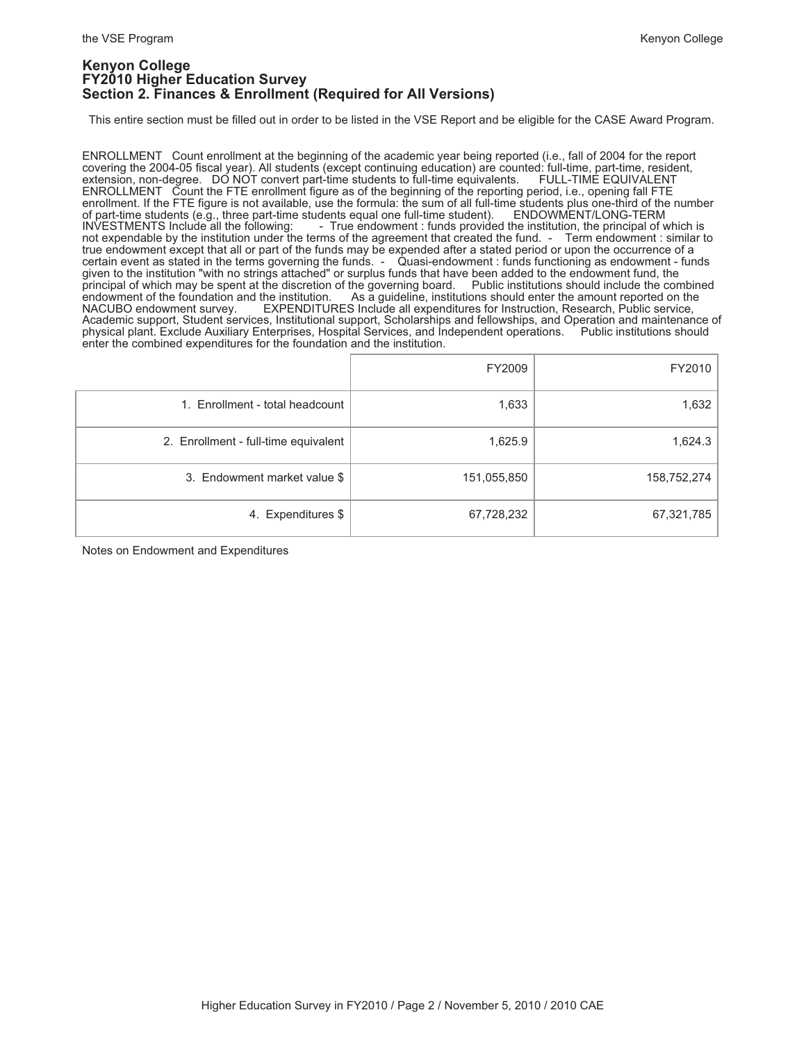# Kenyon College
## FY2010 Higher Education Survey
## Section 2. Finances & Enrollment (Required for All Versions)

This entire section must be filled out in order to be listed in the VSE Report and be eligible for the CASE Award Program.

ENROLLMENT Count enrollment at the beginning of the academic year being reported (i.e., fall of 2004 for the report covering the 2004-05 fiscal year). All students (except continuing education) are counted: full-time, part-time, resident, extension, non-degree. DO NOT convert part-time students to full-time equivalents. FULL-TIME EQUIVALENT ENROLLMENT Count the FTE enrollment figure as of the beginning of the reporting period, i.e., opening fall FTE enrollment. If the FTE figure is not available, use the formula: the sum of all full-time students plus one-third of the number of part-time students (e.g., three part-time students equal one full-time student). ENDOWMENT/LONG-TERM INVESTMENTS Include all the following: - True endowment : funds provided the institution, the principal of which is not expendable by the institution under the terms of the agreement that created the fund. - Term endowment : similar to true endowment except that all or part of the funds may be expended after a stated period or upon the occurrence of a certain event as stated in the terms governing the funds. - Quasi-endowment : funds functioning as endowment - funds given to the institution "with no strings attached" or surplus funds that have been added to the endowment fund, the principal of which may be spent at the discretion of the governing board. Public institutions should include the combined endowment of the foundation and the institution. As a guideline, institutions should enter the amount reported on the NACUBO endowment survey. EXPENDITURES Include all expenditures for Instruction, Research, Public service, Academic support, Student services, Institutional support, Scholarships and fellowships, and Operation and maintenance of physical plant. Exclude Auxiliary Enterprises, Hospital Services, and Independent operations. Public institutions should enter the combined expenditures for the foundation and the institution.

| | FY2009 | FY2010 |
|---|---|---|
| 1. Enrollment - total headcount | 1,633 | 1,632 |
| 2. Enrollment - full-time equivalent | 1,625.9 | 1,624.3 |
| 3. Endowment market value $ | 151,055,850 | 158,752,274 |
| 4. Expenditures $ | 67,728,232 | 67,321,785 |

Notes on Endowment and Expenditures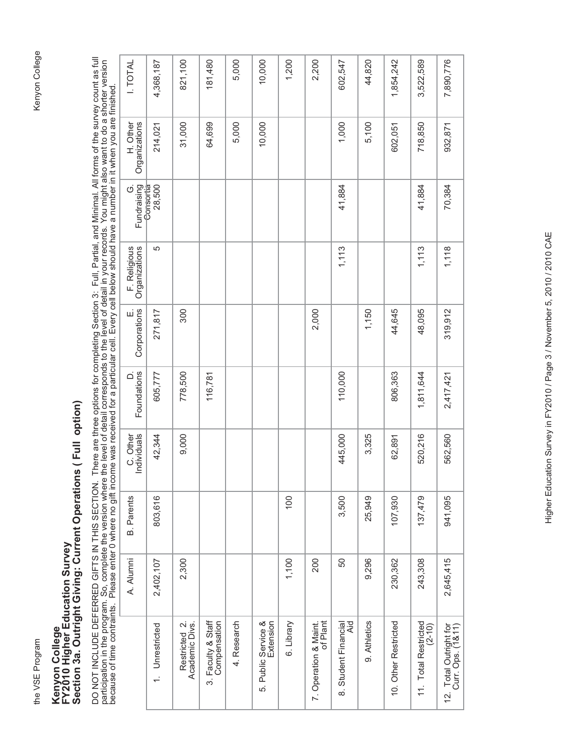# Kenyon College
## FY2010 Higher Education Survey
## Section 3a. Outright Giving: Current Operations ( Full option)

DO NOT INCLUDE DEFERRED GIFTS IN THIS SECTION. There are three options for completing Section 3: Full, Partial, and Minimal. All forms of the survey count as full participation in the program. So, complete the version where the level of detail corresponds to the level of detail in your records. You might also want to do a shorter version because of time contraints. Please enter 0 where no gift income was received for a particular cell. Every cell below should have a number in it when you are finished.

| | A. Alumni | B. Parents | C. Other Individuals | D. Foundations | E. Corporations | F. Religious Organizations | G. Fundraising Consortia | H. Other Organizations | I. TOTAL |
|---|---|---|---|---|---|---|---|---|---|
| 1. Unrestricted | 2,402,107 | 803,616 | 42,344 | 605,777 | 271,817 | 5 | 28,500 | 214,021 | 4,368,187 |
| Restricted 2. Academic Divs. | 2,300 | | 9,000 | 778,500 | 300 | | | 31,000 | 821,100 |
| 3. Faculty & Staff Compensation | | | | 116,781 | | | | 64,699 | 181,480 |
| 4. Research | | | | | | | | 5,000 | 5,000 |
| 5. Public Service & Extension | | | | | | | | 10,000 | 10,000 |
| 6. Library | 1,100 | 100 | | | | | | | 1,200 |
| 7. Operation & Maint. of Plant | 200 | | | | 2,000 | | | | 2,200 |
| 8. Student Financial Aid | 50 | 3,500 | 445,000 | 110,000 | | 1,113 | 41,884 | 1,000 | 602,547 |
| 9. Athletics | 9,296 | 25,949 | 3,325 | | 1,150 | | | 5,100 | 44,820 |
| 10. Other Restricted | 230,362 | 107,930 | 62,891 | 806,363 | 44,645 | | | 602,051 | 1,854,242 |
| 11. Total Restricted (2-10) | 243,308 | 137,479 | 520,216 | 1,811,644 | 48,095 | 1,113 | 41,884 | 718,850 | 3,522,589 |
| 12. Total Outright for Curr. Ops. (1&11) | 2,645,415 | 941,095 | 562,560 | 2,417,421 | 319,912 | 1,118 | 70,384 | 932,871 | 7,890,776 |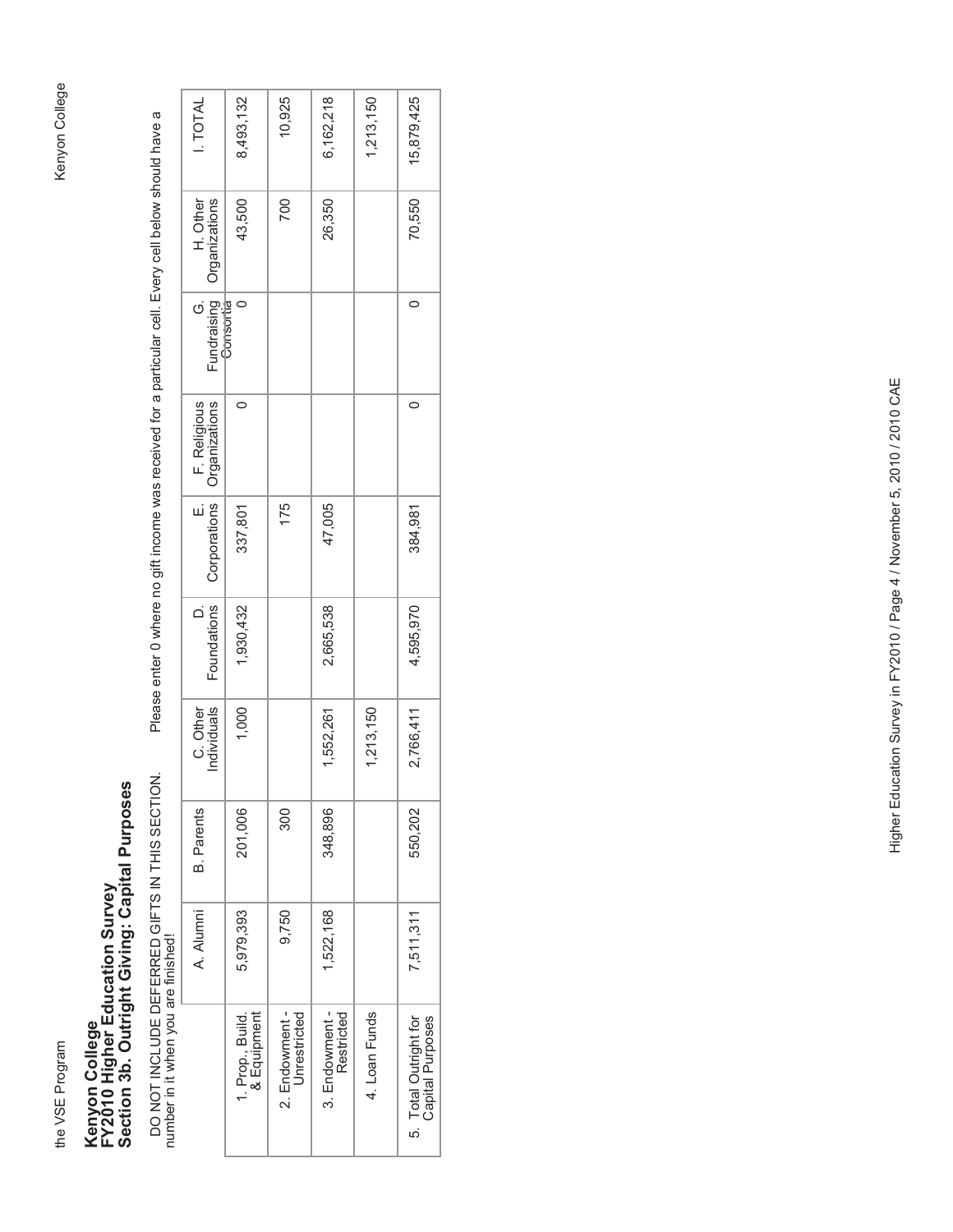# Kenyon College
## FY2010 Higher Education Survey
## Section 3b. Outright Giving: Capital Purposes

DO NOT INCLUDE DEFERRED GIFTS IN THIS SECTION. Please enter 0 where no gift income was received for a particular cell. Every cell below should have a number in it when you are finished!

| | A. Alumni | B. Parents | C. Other Individuals | D. Foundations | E. Corporations | F. Religious Organizations | G. Fundraising Consortia | H. Other Organizations | I. TOTAL |
|---|---|---|---|---|---|---|---|---|---|
| 1. Prop., Build. & Equipment | 5,979,393 | 201,006 | 1,000 | 1,930,432 | 337,801 | 0 | 0 | 43,500 | 8,493,132 |
| 2. Endowment - Unrestricted | 9,750 | 300 | | | 175 | | | 700 | 10,925 |
| 3. Endowment - Restricted | 1,522,168 | 348,896 | 1,552,261 | 2,665,538 | 47,005 | | | 26,350 | 6,162,218 |
| 4. Loan Funds | | | 1,213,150 | | | | | | 1,213,150 |
| 5. Total Outright for Capital Purposes | 7,511,311 | 550,202 | 2,766,411 | 4,595,970 | 384,981 | 0 | 0 | 70,550 | 15,879,425 |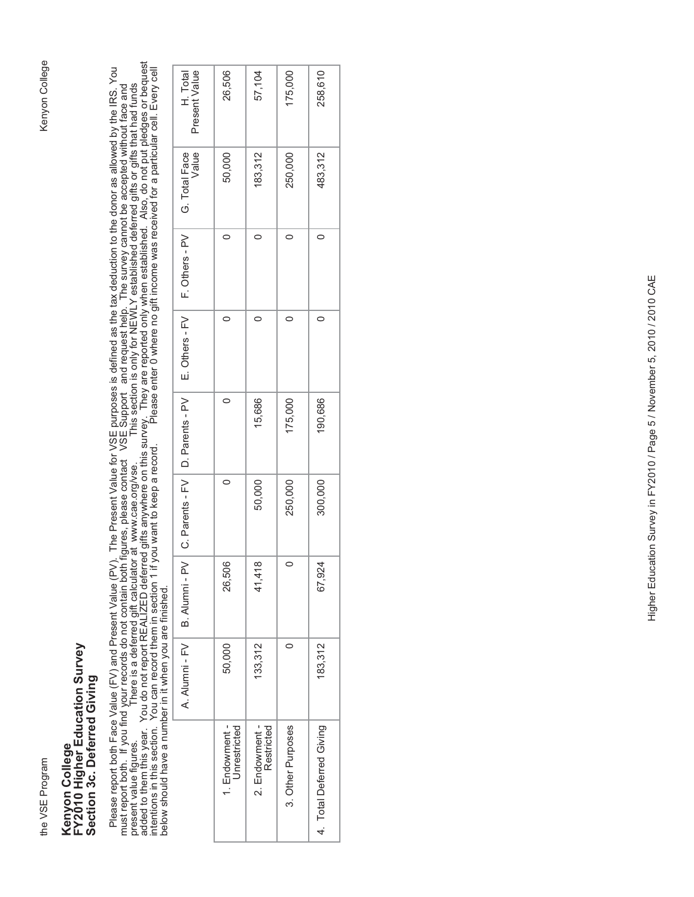# Kenyon College
## FY2010 Higher Education Survey
### Section 3c. Deferred Giving

Please report both Face Value (FV) and Present Value (PV). The Present Value for VSE purposes is defined as the tax deduction to the donor as allowed by the IRS. You must report both. If you find your records do not contain both figures, please contact VSE Support and request help. The survey cannot be accepted without face and present value figures. There is a deferred gift calculator at www.cae.org/vse. This section is only for NEWLY established deferred gifts or gifts that had funds added to them this year. You do not report REALIZED deferred gifts anywhere on this survey. They are reported only when established. Also, do not put pledges or bequest intentions in this section. You can record them in section 1 if you want to keep a record. Please enter 0 where no gift income was received for a particular cell. Every cell below should have a number in it when you are finished.

| | A. Alumni - FV | B. Alumni - PV | C. Parents - FV | D. Parents - PV | E. Others - FV | F. Others - PV | G. Total Face Value | H. Total Present Value |
|---|---|---|---|---|---|---|---|---|
| 1. Endowment - Unrestricted | 50,000 | 26,506 | 0 | 0 | 0 | 0 | 50,000 | 26,506 |
| 2. Endowment - Restricted | 133,312 | 41,418 | 50,000 | 15,686 | 0 | 0 | 183,312 | 57,104 |
| 3. Other Purposes | 0 | 0 | 250,000 | 175,000 | 0 | 0 | 250,000 | 175,000 |
| 4. Total Deferred Giving | 183,312 | 67,924 | 300,000 | 190,686 | 0 | 0 | 483,312 | 258,610 |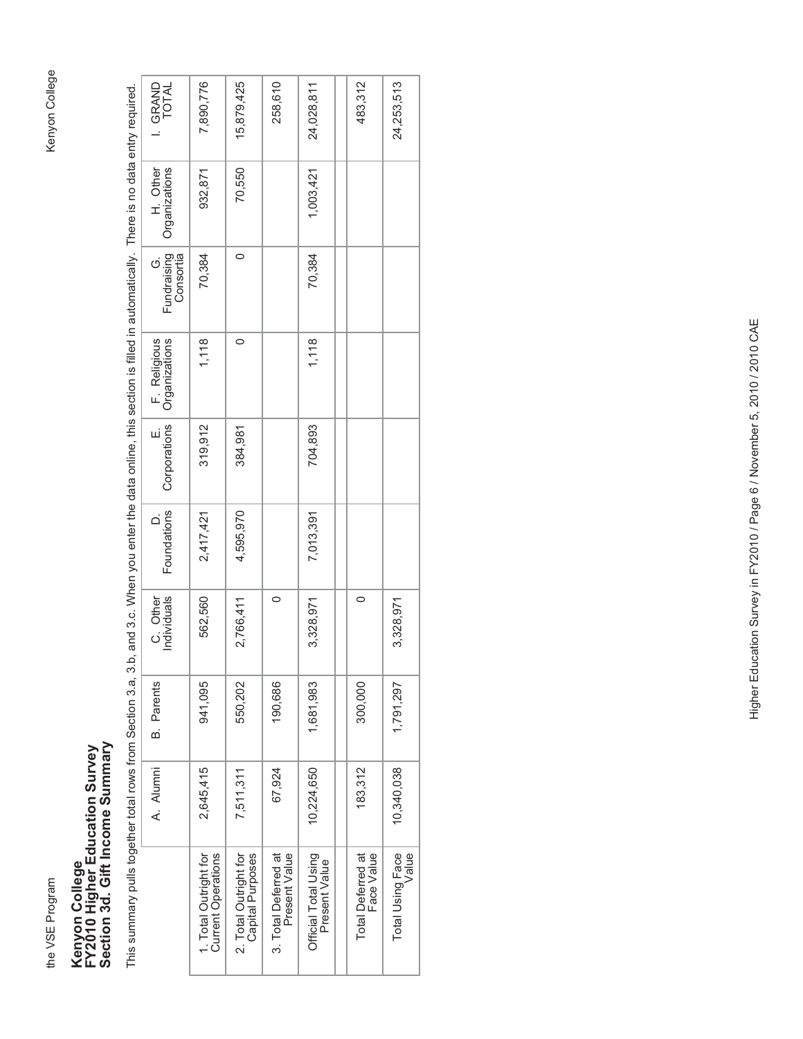# Kenyon College
# FY2010 Higher Education Survey
## Section 3d. Gift Income Summary

This summary pulls together total rows from Section 3.a, 3.b, and 3.c. When you enter the data online, this section is filled in automatically. There is no data entry required.

| | A. Alumni | B. Parents | C. Other Individuals | D. Foundations | E. Corporations | F. Religious Organizations | G. Fundraising Consortia | H. Other Organizations | I. GRAND TOTAL |
|---|---|---|---|---|---|---|---|---|---|
| 1. Total Outright for Current Operations | 2,645,415 | 941,095 | 562,560 | 2,417,421 | 319,912 | 1,118 | 70,384 | 932,871 | 7,890,776 |
| 2. Total Outright for Capital Purposes | 7,511,311 | 550,202 | 2,766,411 | 4,595,970 | 384,981 | 0 | 0 | 70,550 | 15,879,425 |
| 3. Total Deferred at Present Value | 67,924 | 190,686 | 0 | | | | | | 258,610 |
| Official Total Using Present Value | 10,224,650 | 1,681,983 | 3,328,971 | 7,013,391 | 704,893 | 1,118 | 70,384 | 1,003,421 | 24,028,811 |
| | | | | | | | | | |
| Total Deferred at Face Value | 183,312 | 300,000 | 0 | | | | | | 483,312 |
| Total Using Face Value | 10,340,038 | 1,791,297 | 3,328,971 | | | | | | 24,253,513 |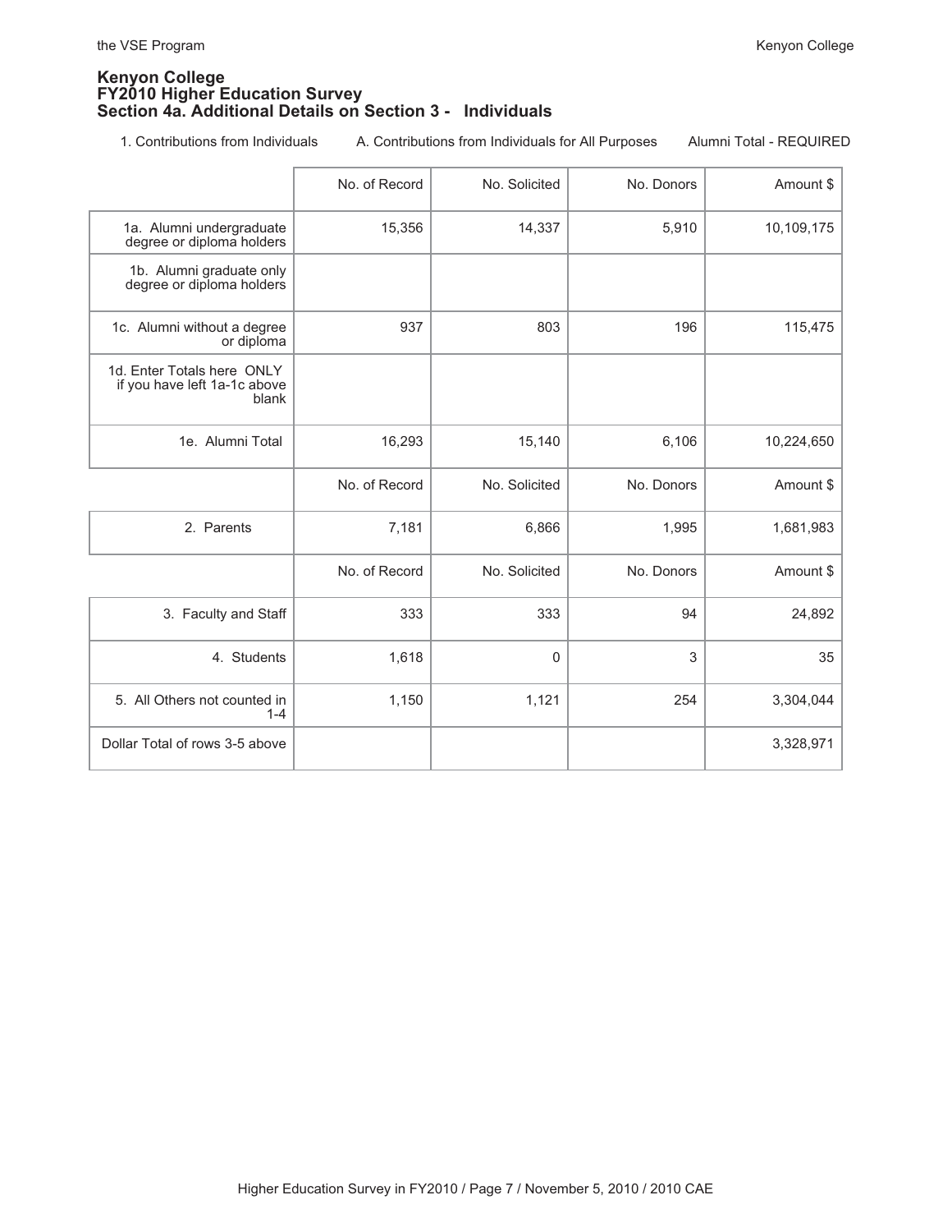**Kenyon College**
**FY2010 Higher Education Survey**
**Section 4a. Additional Details on Section 3 - Individuals**

1. Contributions from Individuals     A. Contributions from Individuals for All Purposes     Alumni Total - REQUIRED

| | No. of Record | No. Solicited | No. Donors | Amount $ |
|---|---|---|---|---|
| 1a. Alumni undergraduate degree or diploma holders | 15,356 | 14,337 | 5,910 | 10,109,175 |
| 1b. Alumni graduate only degree or diploma holders | | | | |
| 1c. Alumni without a degree or diploma | 937 | 803 | 196 | 115,475 |
| 1d. Enter Totals here ONLY if you have left 1a-1c above blank | | | | |
| 1e. Alumni Total | 16,293 | 15,140 | 6,106 | 10,224,650 |

| | No. of Record | No. Solicited | No. Donors | Amount $ |
|---|---|---|---|---|
| 2. Parents | 7,181 | 6,866 | 1,995 | 1,681,983 |

| | No. of Record | No. Solicited | No. Donors | Amount $ |
|---|---|---|---|---|
| 3. Faculty and Staff | 333 | 333 | 94 | 24,892 |
| 4. Students | 1,618 | 0 | 3 | 35 |
| 5. All Others not counted in 1-4 | 1,150 | 1,121 | 254 | 3,304,044 |
| Dollar Total of rows 3-5 above | | | | 3,328,971 |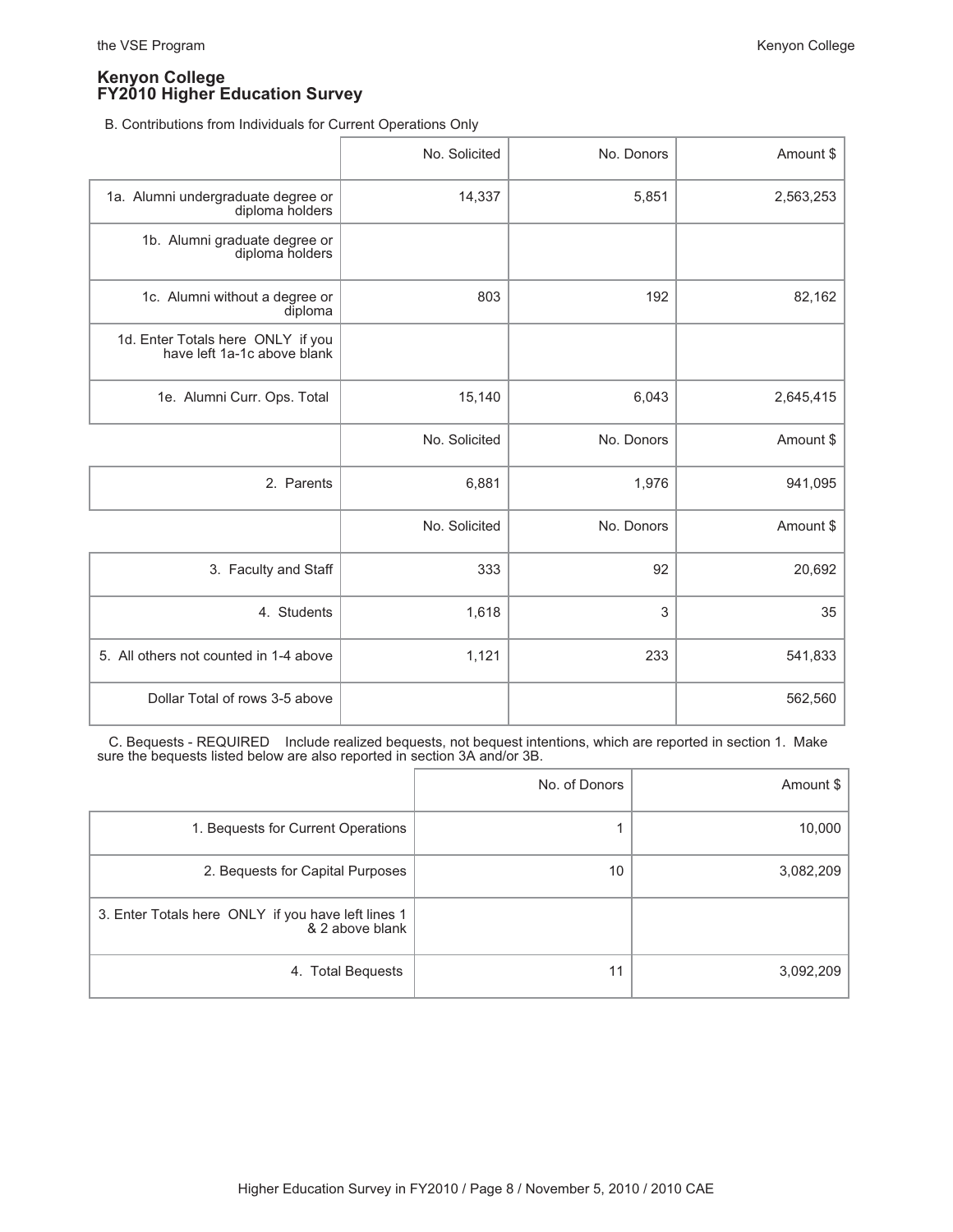## Kenyon College
## FY2010 Higher Education Survey

B. Contributions from Individuals for Current Operations Only

| | No. Solicited | No. Donors | Amount $ |
|---|---|---|---|
| 1a. Alumni undergraduate degree or diploma holders | 14,337 | 5,851 | 2,563,253 |
| 1b. Alumni graduate degree or diploma holders | | | |
| 1c. Alumni without a degree or diploma | 803 | 192 | 82,162 |
| 1d. Enter Totals here ONLY if you have left 1a-1c above blank | | | |
| 1e. Alumni Curr. Ops. Total | 15,140 | 6,043 | 2,645,415 |

| | No. Solicited | No. Donors | Amount $ |
|---|---|---|---|
| 2. Parents | 6,881 | 1,976 | 941,095 |

| | No. Solicited | No. Donors | Amount $ |
|---|---|---|---|
| 3. Faculty and Staff | 333 | 92 | 20,692 |
| 4. Students | 1,618 | 3 | 35 |
| 5. All others not counted in 1-4 above | 1,121 | 233 | 541,833 |
| Dollar Total of rows 3-5 above | | | 562,560 |

C. Bequests - REQUIRED Include realized bequests, not bequest intentions, which are reported in section 1. Make sure the bequests listed below are also reported in section 3A and/or 3B.

| | No. of Donors | Amount $ |
|---|---|---|
| 1. Bequests for Current Operations | 1 | 10,000 |
| 2. Bequests for Capital Purposes | 10 | 3,082,209 |
| 3. Enter Totals here ONLY if you have left lines 1 & 2 above blank | | |
| 4. Total Bequests | 11 | 3,092,209 |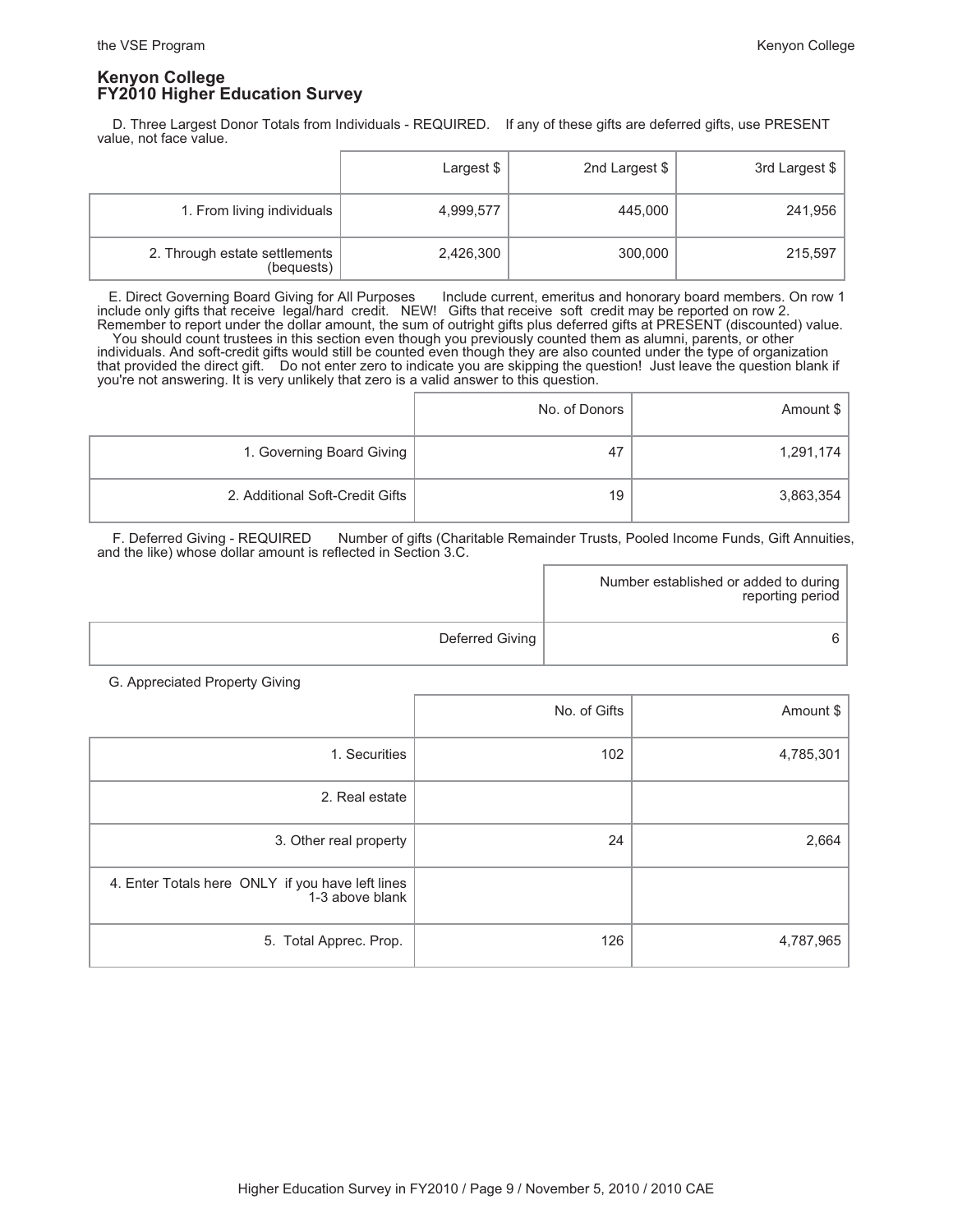## Kenyon College
## FY2010 Higher Education Survey

D. Three Largest Donor Totals from Individuals - REQUIRED. If any of these gifts are deferred gifts, use PRESENT value, not face value.

| | Largest $ | 2nd Largest $ | 3rd Largest $ |
|---|---|---|---|
| 1. From living individuals | 4,999,577 | 445,000 | 241,956 |
| 2. Through estate settlements (bequests) | 2,426,300 | 300,000 | 215,597 |

E. Direct Governing Board Giving for All Purposes Include current, emeritus and honorary board members. On row 1 include only gifts that receive legal/hard credit. NEW! Gifts that receive soft credit may be reported on row 2. Remember to report under the dollar amount, the sum of outright gifts plus deferred gifts at PRESENT (discounted) value. You should count trustees in this section even though you previously counted them as alumni, parents, or other individuals. And soft-credit gifts would still be counted even though they are also counted under the type of organization that provided the direct gift. Do not enter zero to indicate you are skipping the question! Just leave the question blank if you're not answering. It is very unlikely that zero is a valid answer to this question.

| | No. of Donors | Amount $ |
|---|---|---|
| 1. Governing Board Giving | 47 | 1,291,174 |
| 2. Additional Soft-Credit Gifts | 19 | 3,863,354 |

F. Deferred Giving - REQUIRED Number of gifts (Charitable Remainder Trusts, Pooled Income Funds, Gift Annuities, and the like) whose dollar amount is reflected in Section 3.C.

| | Number established or added to during reporting period |
|---|---|
| Deferred Giving | 6 |

G. Appreciated Property Giving

| | No. of Gifts | Amount $ |
|---|---|---|
| 1. Securities | 102 | 4,785,301 |
| 2. Real estate | | |
| 3. Other real property | 24 | 2,664 |
| 4. Enter Totals here ONLY if you have left lines 1-3 above blank | | |
| 5. Total Apprec. Prop. | 126 | 4,787,965 |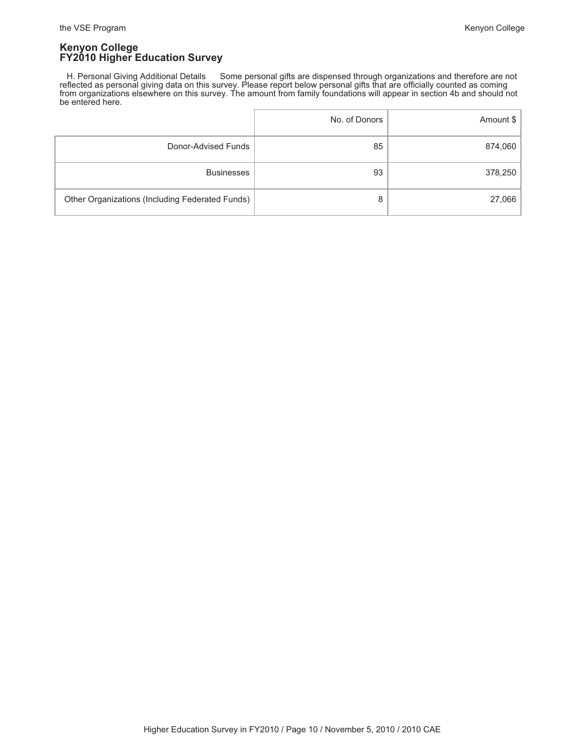## Kenyon College
## FY2010 Higher Education Survey

H. Personal Giving Additional Details  Some personal gifts are dispensed through organizations and therefore are not reflected as personal giving data on this survey. Please report below personal gifts that are officially counted as coming from organizations elsewhere on this survey. The amount from family foundations will appear in section 4b and should not be entered here.

| | No. of Donors | Amount $ |
|---|---|---|
| Donor-Advised Funds | 85 | 874,060 |
| Businesses | 93 | 378,250 |
| Other Organizations (Including Federated Funds) | 8 | 27,066 |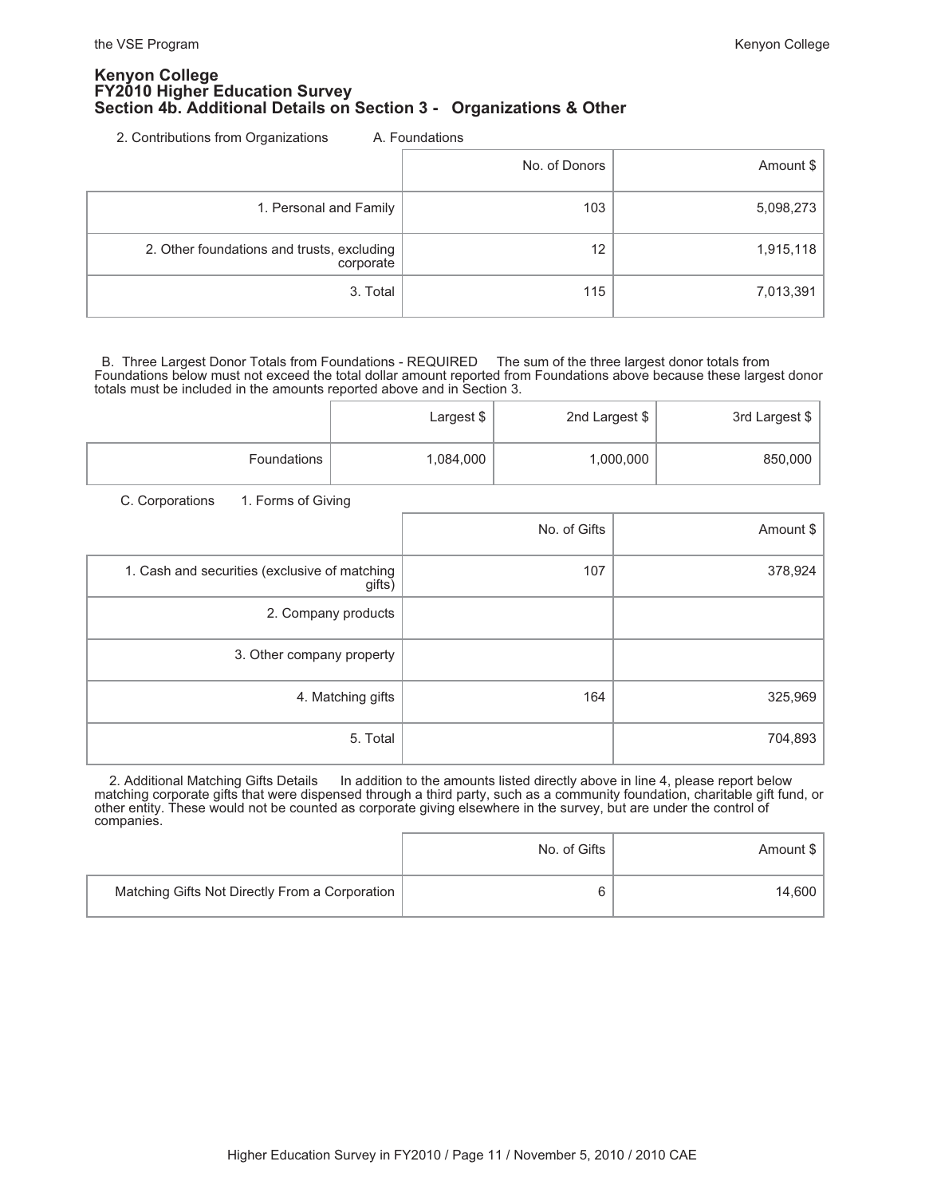# Kenyon College
## FY2010 Higher Education Survey
## Section 4b. Additional Details on Section 3 - Organizations & Other

2. Contributions from Organizations    A. Foundations

| | No. of Donors | Amount $ |
|---|---|---|
| 1. Personal and Family | 103 | 5,098,273 |
| 2. Other foundations and trusts, excluding corporate | 12 | 1,915,118 |
| 3. Total | 115 | 7,013,391 |

B. Three Largest Donor Totals from Foundations - REQUIRED    The sum of the three largest donor totals from Foundations below must not exceed the total dollar amount reported from Foundations above because these largest donor totals must be included in the amounts reported above and in Section 3.

| | Largest $ | 2nd Largest $ | 3rd Largest $ |
|---|---|---|---|
| Foundations | 1,084,000 | 1,000,000 | 850,000 |

C. Corporations    1. Forms of Giving

| | No. of Gifts | Amount $ |
|---|---|---|
| 1. Cash and securities (exclusive of matching gifts) | 107 | 378,924 |
| 2. Company products | | |
| 3. Other company property | | |
| 4. Matching gifts | 164 | 325,969 |
| 5. Total | | 704,893 |

2. Additional Matching Gifts Details    In addition to the amounts listed directly above in line 4, please report below matching corporate gifts that were dispensed through a third party, such as a community foundation, charitable gift fund, or other entity. These would not be counted as corporate giving elsewhere in the survey, but are under the control of companies.

| | No. of Gifts | Amount $ |
|---|---|---|
| Matching Gifts Not Directly From a Corporation | 6 | 14,600 |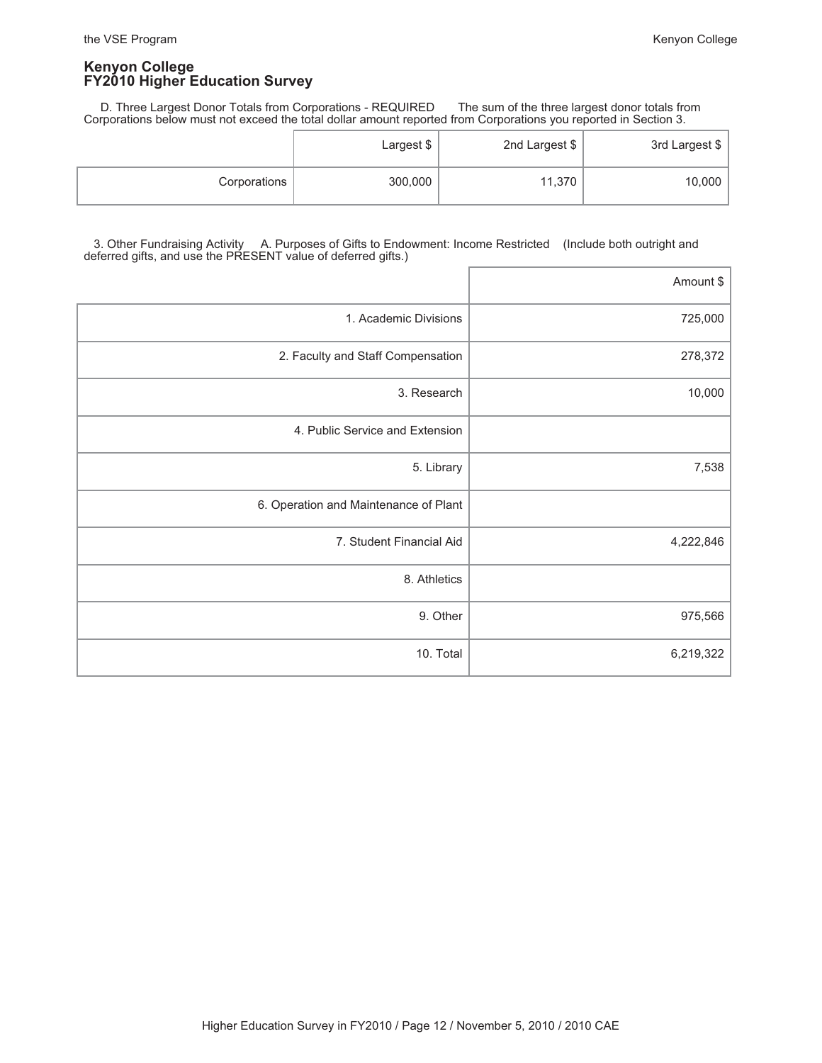**Kenyon College**
**FY2010 Higher Education Survey**

D. Three Largest Donor Totals from Corporations - REQUIRED The sum of the three largest donor totals from Corporations below must not exceed the total dollar amount reported from Corporations you reported in Section 3.

| | Largest $ | 2nd Largest $ | 3rd Largest $ |
|---|---|---|---|
| Corporations | 300,000 | 11,370 | 10,000 |

3. Other Fundraising Activity A. Purposes of Gifts to Endowment: Income Restricted (Include both outright and deferred gifts, and use the PRESENT value of deferred gifts.)

| | Amount $ |
|---|---|
| 1. Academic Divisions | 725,000 |
| 2. Faculty and Staff Compensation | 278,372 |
| 3. Research | 10,000 |
| 4. Public Service and Extension | |
| 5. Library | 7,538 |
| 6. Operation and Maintenance of Plant | |
| 7. Student Financial Aid | 4,222,846 |
| 8. Athletics | |
| 9. Other | 975,566 |
| 10. Total | 6,219,322 |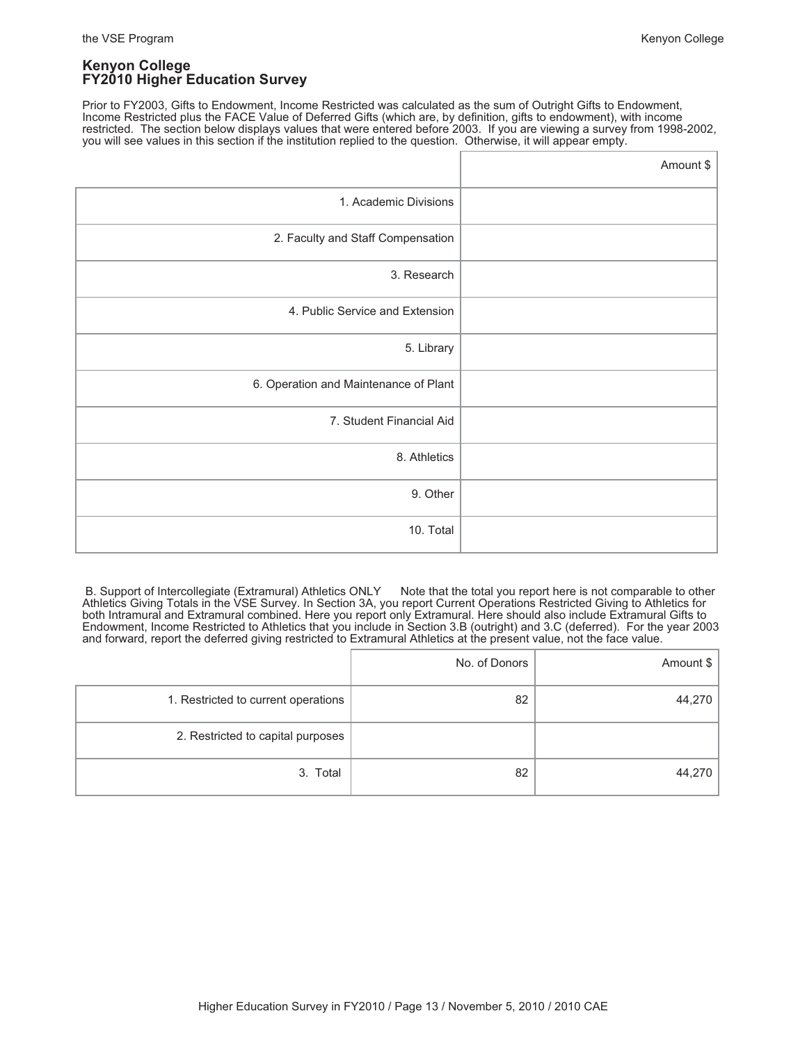## Kenyon College
## FY2010 Higher Education Survey

Prior to FY2003, Gifts to Endowment, Income Restricted was calculated as the sum of Outright Gifts to Endowment, Income Restricted plus the FACE Value of Deferred Gifts (which are, by definition, gifts to endowment), with income restricted. The section below displays values that were entered before 2003. If you are viewing a survey from 1998-2002, you will see values in this section if the institution replied to the question. Otherwise, it will appear empty.

| | Amount $ |
|---|---|
| 1. Academic Divisions | |
| 2. Faculty and Staff Compensation | |
| 3. Research | |
| 4. Public Service and Extension | |
| 5. Library | |
| 6. Operation and Maintenance of Plant | |
| 7. Student Financial Aid | |
| 8. Athletics | |
| 9. Other | |
| 10. Total | |

B. Support of Intercollegiate (Extramural) Athletics ONLY Note that the total you report here is not comparable to other Athletics Giving Totals in the VSE Survey. In Section 3A, you report Current Operations Restricted Giving to Athletics for both Intramural and Extramural combined. Here you report only Extramural. Here should also include Extramural Gifts to Endowment, Income Restricted to Athletics that you include in Section 3.B (outright) and 3.C (deferred). For the year 2003 and forward, report the deferred giving restricted to Extramural Athletics at the present value, not the face value.

| | No. of Donors | Amount $ |
|---|---|---|
| 1. Restricted to current operations | 82 | 44,270 |
| 2. Restricted to capital purposes | | |
| 3. Total | 82 | 44,270 |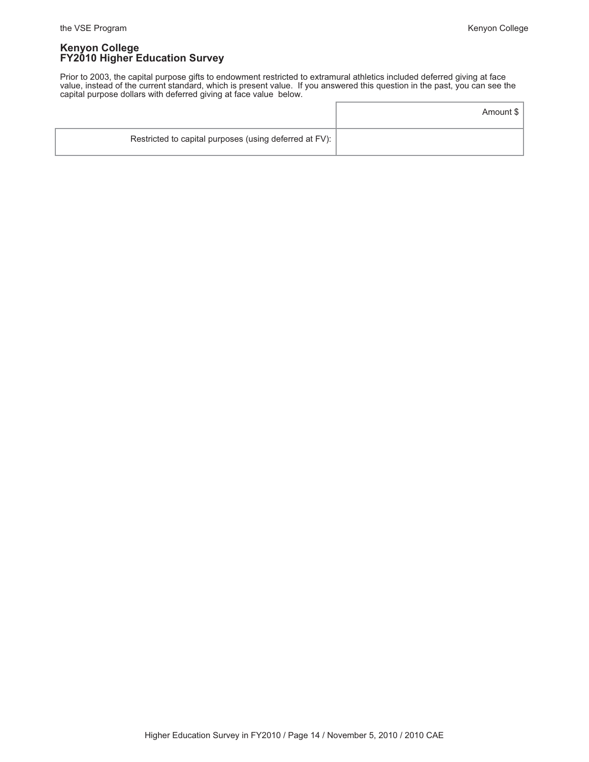## Kenyon College
## FY2010 Higher Education Survey

Prior to 2003, the capital purpose gifts to endowment restricted to extramural athletics included deferred giving at face value, instead of the current standard, which is present value. If you answered this question in the past, you can see the capital purpose dollars with deferred giving at face value below.

| | Amount $ |
|---|---|
| Restricted to capital purposes (using deferred at FV): | |